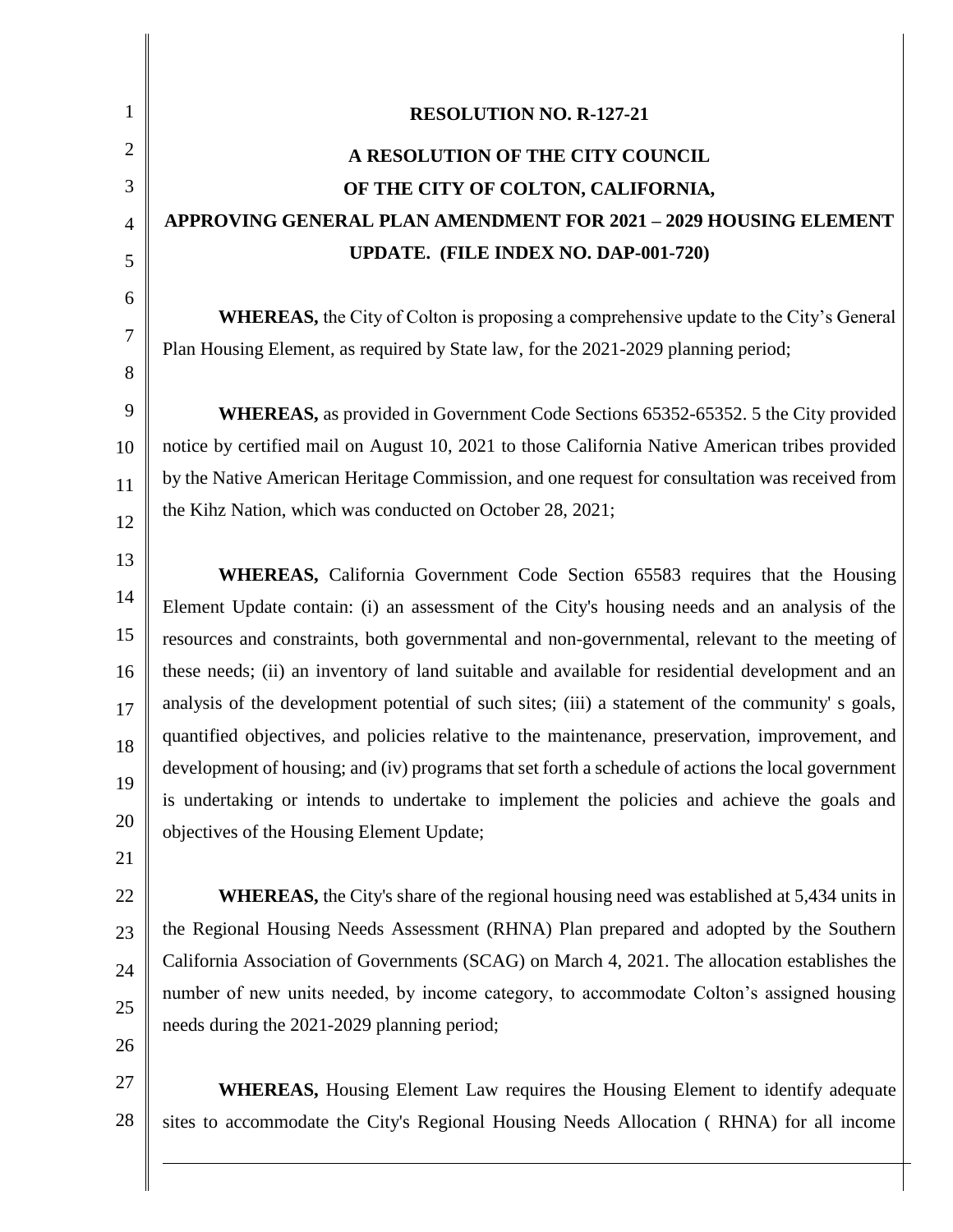**RESOLUTION NO. R-127-21**

**A RESOLUTION OF THE CITY COUNCIL OF THE CITY OF COLTON, CALIFORNIA, APPROVING GENERAL PLAN AMENDMENT FOR 2021 – 2029 HOUSING ELEMENT UPDATE. (FILE INDEX NO. DAP-001-720)**

**WHEREAS,** the City of Colton is proposing a comprehensive update to the City's General Plan Housing Element, as required by State law, for the 2021-2029 planning period;

**WHEREAS,** as provided in Government Code Sections 65352-65352. 5 the City provided notice by certified mail on August 10, 2021 to those California Native American tribes provided by the Native American Heritage Commission, and one request for consultation was received from the Kihz Nation, which was conducted on October 28, 2021;

**WHEREAS,** California Government Code Section 65583 requires that the Housing Element Update contain: (i) an assessment of the City's housing needs and an analysis of the resources and constraints, both governmental and non-governmental, relevant to the meeting of these needs; (ii) an inventory of land suitable and available for residential development and an analysis of the development potential of such sites; (iii) a statement of the community' s goals, quantified objectives, and policies relative to the maintenance, preservation, improvement, and development of housing; and (iv) programs that set forth a schedule of actions the local government is undertaking or intends to undertake to implement the policies and achieve the goals and objectives of the Housing Element Update;

**WHEREAS,** the City's share of the regional housing need was established at 5,434 units in the Regional Housing Needs Assessment (RHNA) Plan prepared and adopted by the Southern California Association of Governments (SCAG) on March 4, 2021. The allocation establishes the number of new units needed, by income category, to accommodate Colton's assigned housing needs during the 2021-2029 planning period;

**WHEREAS,** Housing Element Law requires the Housing Element to identify adequate sites to accommodate the City's Regional Housing Needs Allocation ( RHNA) for all income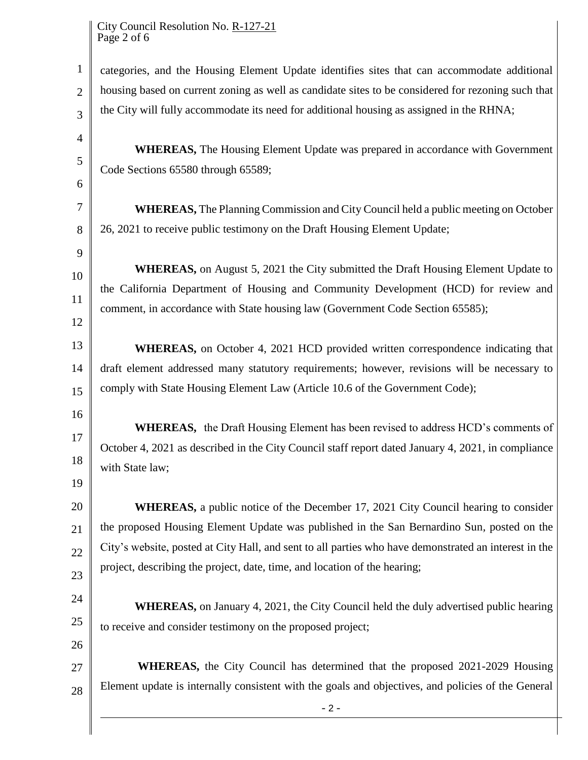categories, and the Housing Element Update identifies sites that can accommodate additional housing based on current zoning as well as candidate sites to be considered for rezoning such that the City will fully accommodate its need for additional housing as assigned in the RHNA;

**WHEREAS,** The Housing Element Update was prepared in accordance with Government Code Sections 65580 through 65589;

**WHEREAS,** The Planning Commission and City Council held a public meeting on October 26, 2021 to receive public testimony on the Draft Housing Element Update;

**WHEREAS,** on August 5, 2021 the City submitted the Draft Housing Element Update to the California Department of Housing and Community Development (HCD) for review and comment, in accordance with State housing law (Government Code Section 65585);

**WHEREAS,** on October 4, 2021 HCD provided written correspondence indicating that draft element addressed many statutory requirements; however, revisions will be necessary to comply with State Housing Element Law (Article 10.6 of the Government Code);

**WHEREAS,** the Draft Housing Element has been revised to address HCD's comments of October 4, 2021 as described in the City Council staff report dated January 4, 2021, in compliance with State law;

**WHEREAS,** a public notice of the December 17, 2021 City Council hearing to consider the proposed Housing Element Update was published in the San Bernardino Sun, posted on the City's website, posted at City Hall, and sent to all parties who have demonstrated an interest in the project, describing the project, date, time, and location of the hearing;

**WHEREAS,** on January 4, 2021, the City Council held the duly advertised public hearing to receive and consider testimony on the proposed project;

**WHEREAS,** the City Council has determined that the proposed 2021-2029 Housing Element update is internally consistent with the goals and objectives, and policies of the General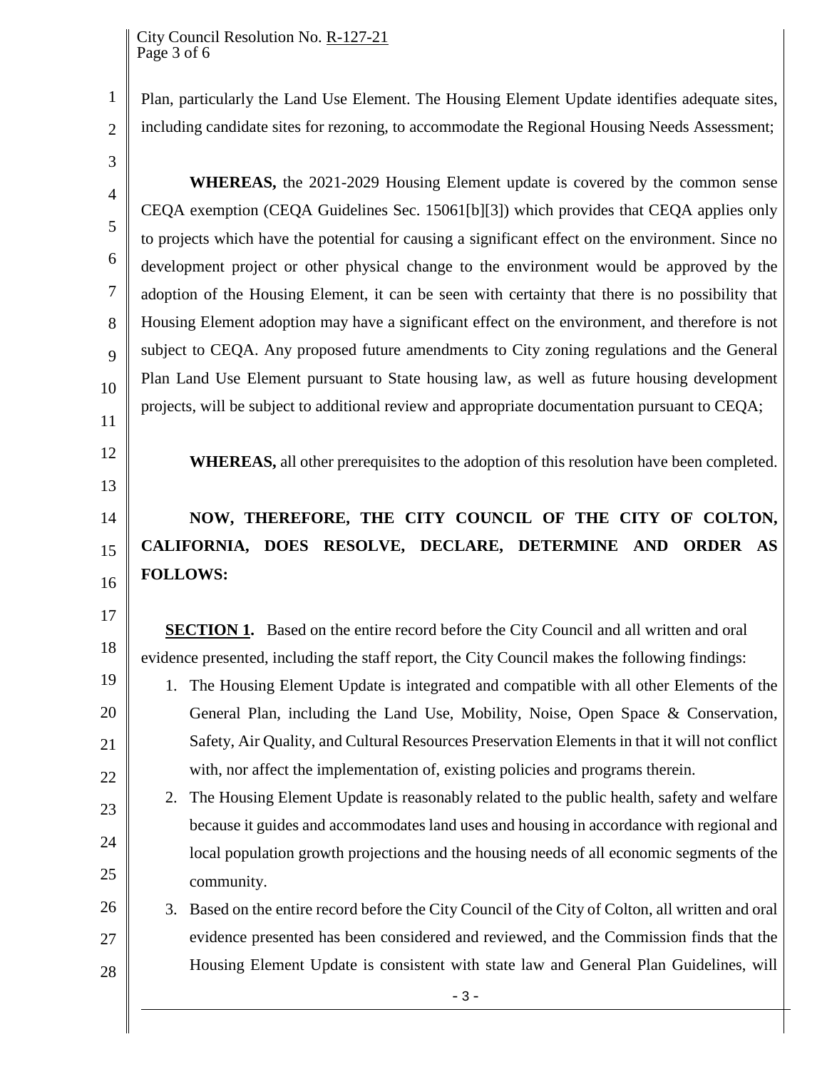Plan, particularly the Land Use Element. The Housing Element Update identifies adequate sites, including candidate sites for rezoning, to accommodate the Regional Housing Needs Assessment;

**WHEREAS,** the 2021-2029 Housing Element update is covered by the common sense CEQA exemption (CEQA Guidelines Sec. 15061[b][3]) which provides that CEQA applies only to projects which have the potential for causing a significant effect on the environment. Since no development project or other physical change to the environment would be approved by the adoption of the Housing Element, it can be seen with certainty that there is no possibility that Housing Element adoption may have a significant effect on the environment, and therefore is not subject to CEQA. Any proposed future amendments to City zoning regulations and the General Plan Land Use Element pursuant to State housing law, as well as future housing development projects, will be subject to additional review and appropriate documentation pursuant to CEQA;

**WHEREAS,** all other prerequisites to the adoption of this resolution have been completed.

**NOW, THEREFORE, THE CITY COUNCIL OF THE CITY OF COLTON, CALIFORNIA, DOES RESOLVE, DECLARE, DETERMINE AND ORDER AS FOLLOWS:**

**SECTION 1.** Based on the entire record before the City Council and all written and oral evidence presented, including the staff report, the City Council makes the following findings:

1. The Housing Element Update is integrated and compatible with all other Elements of the General Plan, including the Land Use, Mobility, Noise, Open Space & Conservation, Safety, Air Quality, and Cultural Resources Preservation Elements in that it will not conflict with, nor affect the implementation of, existing policies and programs therein.
2. The Housing Element Update is reasonably related to the public health, safety and welfare because it guides and accommodates land uses and housing in accordance with regional and local population growth projections and the housing needs of all economic segments of the community.
3. Based on the entire record before the City Council of the City of Colton, all written and oral evidence presented has been considered and reviewed, and the Commission finds that the Housing Element Update is consistent with state law and General Plan Guidelines, will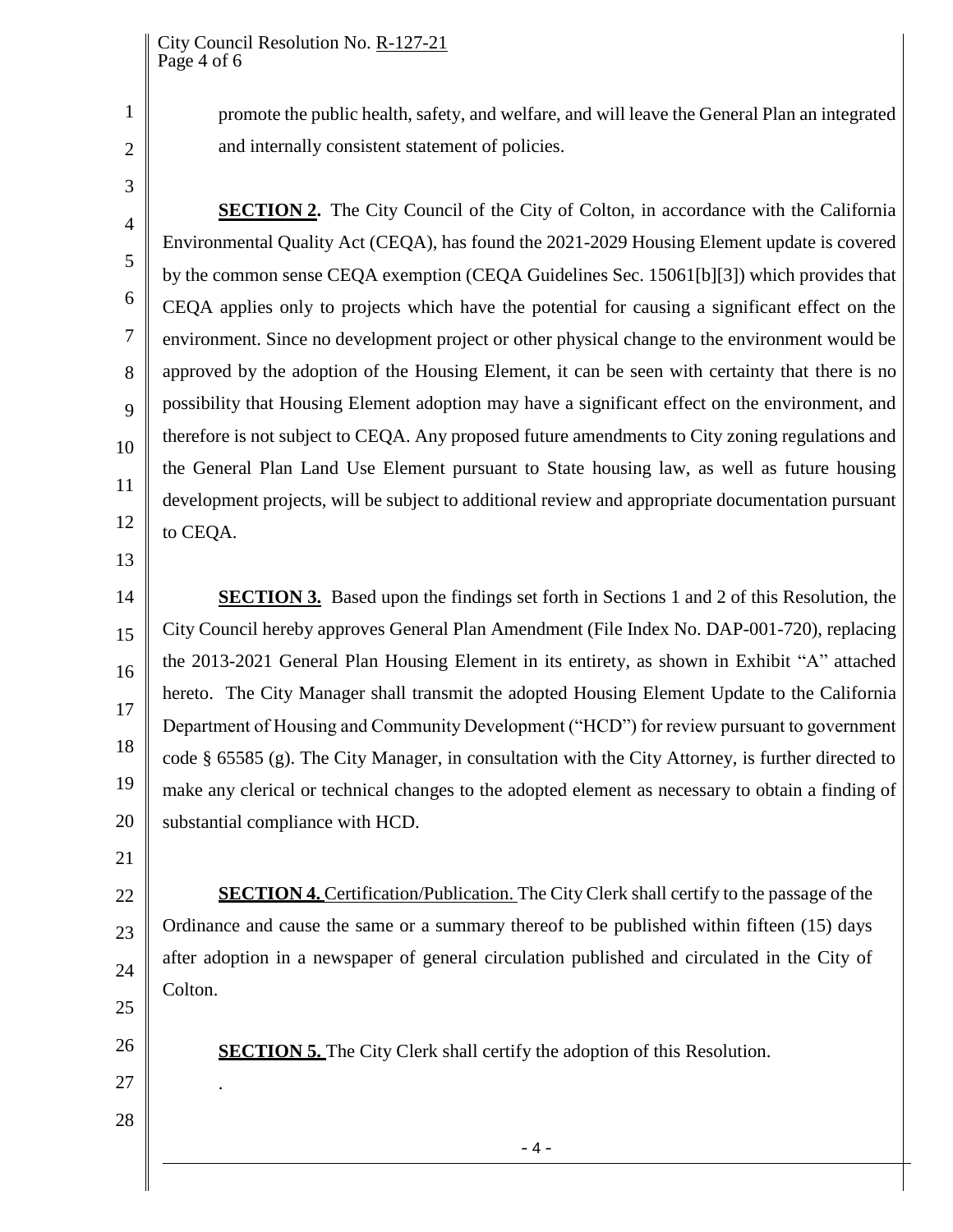promote the public health, safety, and welfare, and will leave the General Plan an integrated and internally consistent statement of policies.

**SECTION 2.** The City Council of the City of Colton, in accordance with the California Environmental Quality Act (CEQA), has found the 2021-2029 Housing Element update is covered by the common sense CEQA exemption (CEQA Guidelines Sec. 15061[b][3]) which provides that CEQA applies only to projects which have the potential for causing a significant effect on the environment. Since no development project or other physical change to the environment would be approved by the adoption of the Housing Element, it can be seen with certainty that there is no possibility that Housing Element adoption may have a significant effect on the environment, and therefore is not subject to CEQA. Any proposed future amendments to City zoning regulations and the General Plan Land Use Element pursuant to State housing law, as well as future housing development projects, will be subject to additional review and appropriate documentation pursuant to CEQA.

**SECTION 3.** Based upon the findings set forth in Sections 1 and 2 of this Resolution, the City Council hereby approves General Plan Amendment (File Index No. DAP-001-720), replacing the 2013-2021 General Plan Housing Element in its entirety, as shown in Exhibit "A" attached hereto. The City Manager shall transmit the adopted Housing Element Update to the California Department of Housing and Community Development ("HCD") for review pursuant to government code § 65585 (g). The City Manager, in consultation with the City Attorney, is further directed to make any clerical or technical changes to the adopted element as necessary to obtain a finding of substantial compliance with HCD.

**SECTION 4.** Certification/Publication. The City Clerk shall certify to the passage of the Ordinance and cause the same or a summary thereof to be published within fifteen (15) days after adoption in a newspaper of general circulation published and circulated in the City of Colton.

**SECTION 5.** The City Clerk shall certify the adoption of this Resolution.

.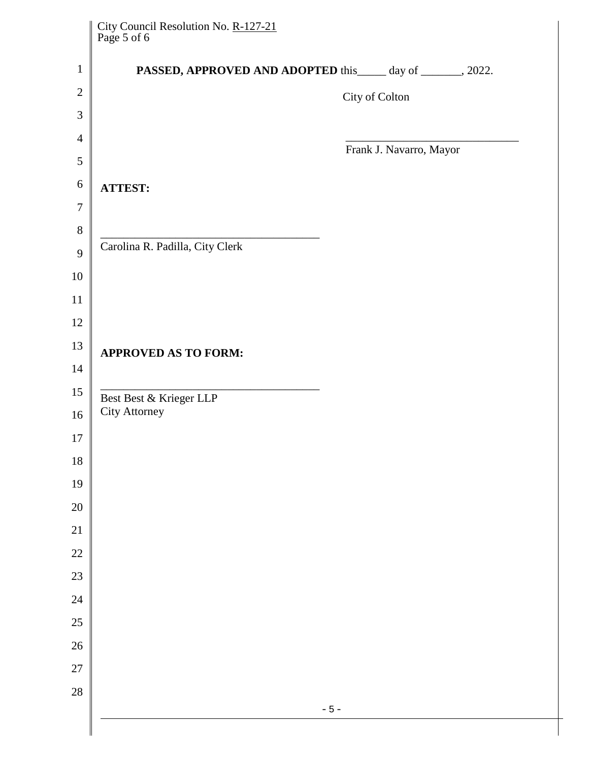**PASSED, APPROVED AND ADOPTED** this_____ day of _______, 2022.

City of Colton

______________________________
Frank J. Navarro, Mayor

**ATTEST:**

______________________________
Carolina R. Padilla, City Clerk

**APPROVED AS TO FORM:**

______________________________
Best Best & Krieger LLP
City Attorney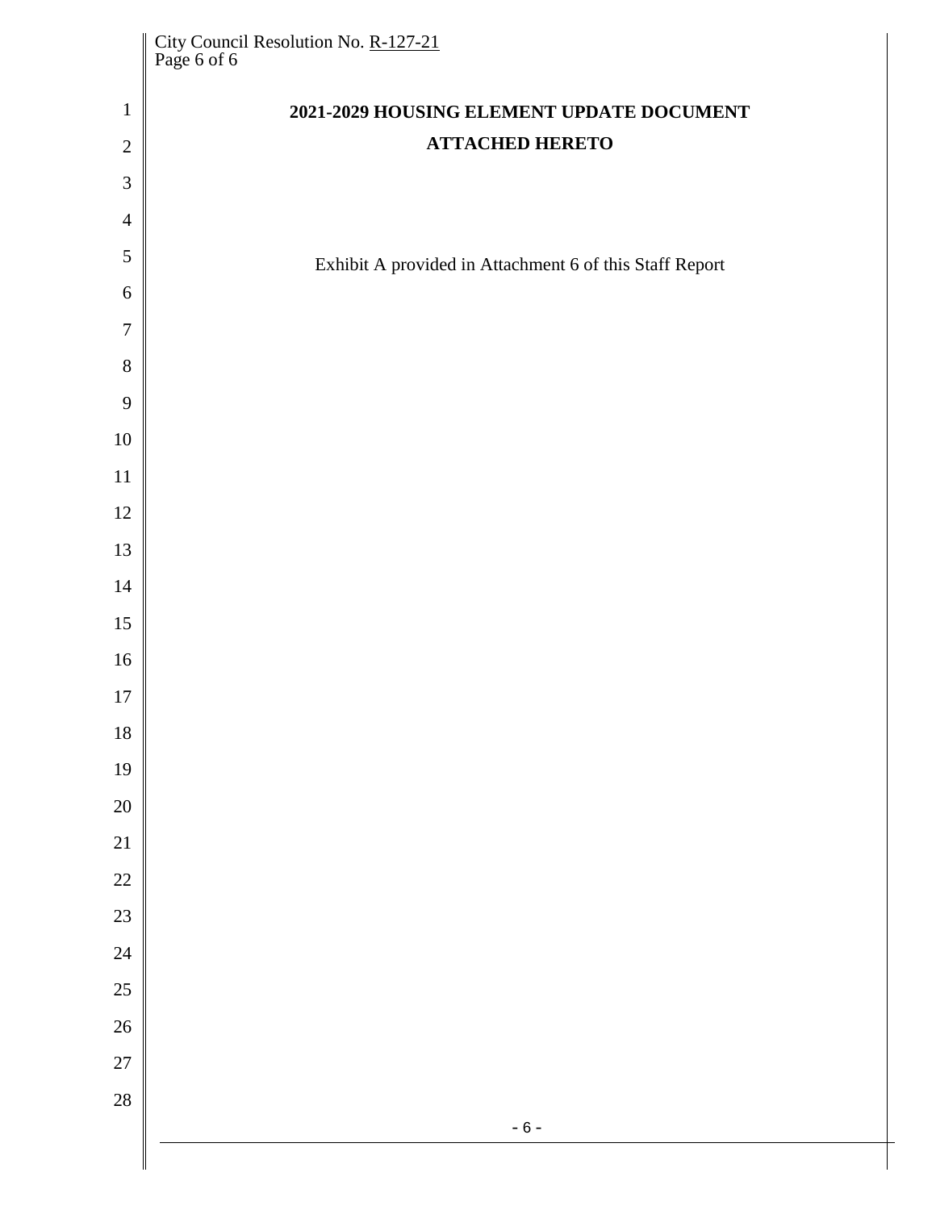**2021-2029 HOUSING ELEMENT UPDATE DOCUMENT**

**ATTACHED HERETO**

Exhibit A provided in Attachment 6 of this Staff Report